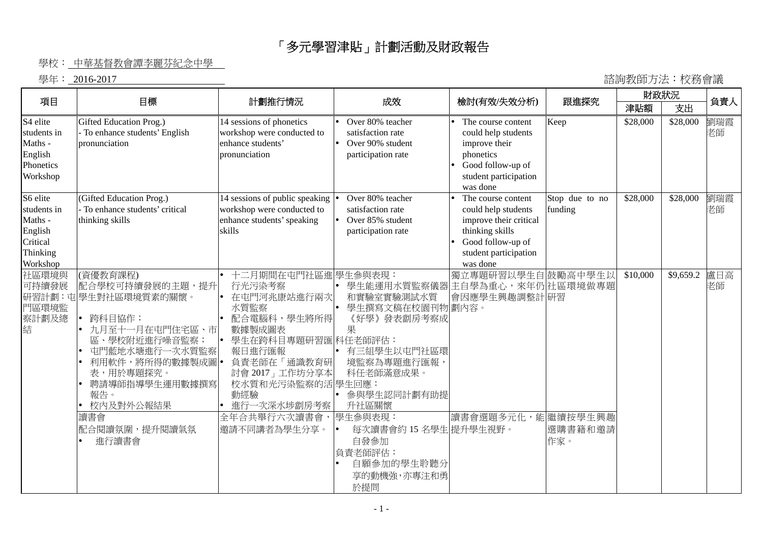# 「多元學習津貼」計劃活動及財政報告

學校：中華基督教會譚李麗芬紀念中學

學年：2016-2017

諮詢教師方法：校務會議

| 項目 | 目標 | 計劃推行情況 | 成效 | 檢討(有效/失效分析) | 跟進探究 | 財政狀況 | | 負責人 |
|---|---|---|---|---|---|---|---|---|
| | | | | | | 津貼額 | 支出 | |
| S4 elite students in Maths - English Phonetics Workshop | Gifted Education Prog.)<br>- To enhance students' English pronunciation | 14 sessions of phonetics workshop were conducted to enhance students' pronunciation | • Over 80% teacher satisfaction rate<br>• Over 90% student participation rate | • The course content could help students improve their phonetics<br>• Good follow-up of student participation was done | Keep | $28,000 | $28,000 | 劉瑞霞老師 |
| S6 elite students in Maths - English Critical Thinking Workshop | (Gifted Education Prog.)<br>- To enhance students' critical thinking skills | 14 sessions of public speaking workshop were conducted to enhance students' speaking skills | • Over 80% teacher satisfaction rate<br>• Over 85% student participation rate | • The course content could help students improve their critical thinking skills<br>• Good follow-up of student participation was done | Stop due to no funding | $28,000 | $28,000 | 劉瑞霞老師 |
| 社區環境與可持續發展研習計劃：屯門區環境監察計劃及總結 | (資優教育課程)<br>配合學校可持續發展的主題，提升學生對社區環境質素的關懷。<br>• 跨科目協作；<br>• 九月至十一月在屯門住宅區、市區、學校附近進行噪音監察；<br>• 屯門藍地水塘進行一次水質監察<br>• 利用軟件，將所得的數據製成圖表，用於專題探究。<br>• 聘請導師指導學生運用數據撰寫報告。<br>• 校內及對外公報結果 | • 十二月期間在屯門社區進行光污染考察<br>• 在屯門河兆康站進行兩次水質監察<br>• 配合電腦科，學生將所得數據製成圖表<br>• 學生在跨科目專題研習匯報日進行匯報<br>• 負責老師在「通識教育研討會 2017」工作坊分享本校水質和光污染監察的活動經驗<br>• 進行一次深水埗劏房考察 | 學生參與表現：<br>• 學生能運用水質監察儀器和實驗室實驗測試水質<br>• 學生撰寫文稿在校園刊物《好學》發表劏房考察成果<br>科任老師評估：<br>• 有三組學生以屯門社區環境監察為專題進行匯報，科任老師滿意成果。<br>學生回應：<br>• 參與學生認同計劃有助提升社區關懷 | 獨立專題研習以學生自主自學為重心，來年仍會因應學生興趣調整計劃內容。 | 鼓勵高中學生以社區環境做專題研習 | $10,000 | $9,659.2 | 盧日高老師 |
| | 讀書會<br>配合閱讀氛圍，提升閱讀氣氛<br>• 進行讀書會 | 全年合共舉行六次讀書會，邀請不同講者為學生分享。 | 學生參與表現：<br>• 每次讀書會約 15 名學生自發參加<br>負責老師評估：<br>• 自願參加的學生聆聽分享的動機強，亦專注和勇於提問 | 讀書會選題多元化，能提升學生視野。 | 繼續按學生興趣選購書籍和邀請作家。 | | | |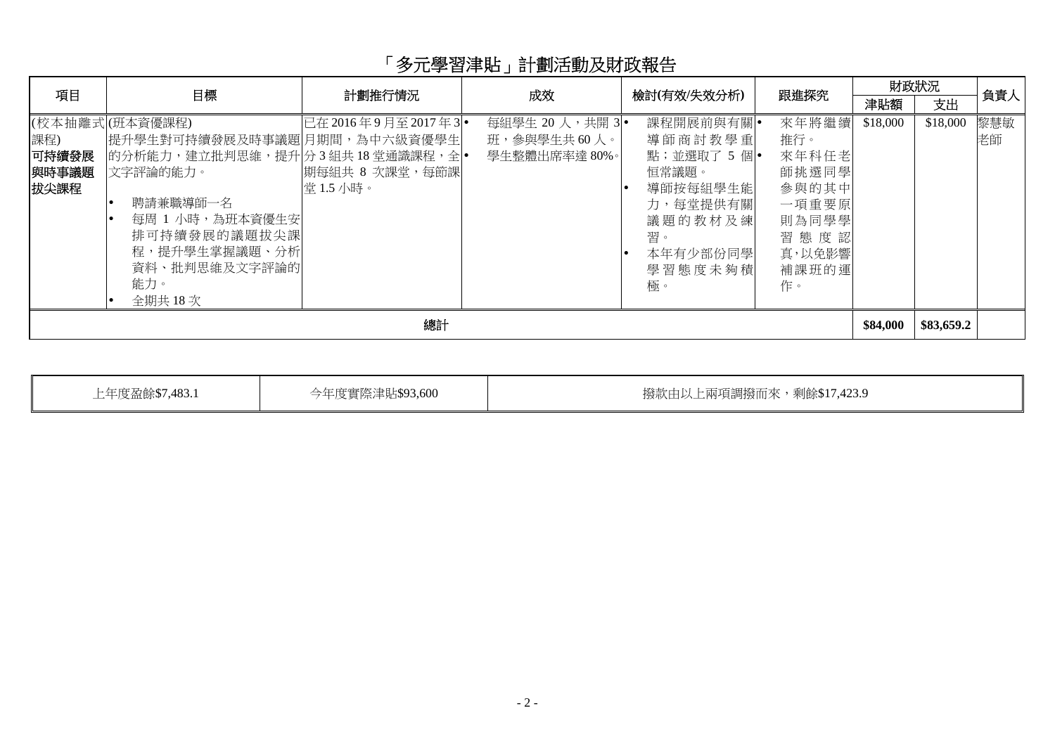# 「多元學習津貼」計劃活動及財政報告

| 項目 | 目標 | 計劃推行情況 | 成效 | 檢討(有效/失效分析) | 跟進探究 | 財政狀況 | | 負責人 |
|---|---|---|---|---|---|---|---|---|
| | | | | | | 津貼額 | 支出 | |
| (校本抽離式課程)<br>**可持續發展與時事議題拔尖課程** | (班本資優課程)<br>提升學生對可持續發展及時事議題的分析能力，建立批判思維，提升文字評論的能力。<br>• 聘請兼職導師一名<br>• 每周 1 小時，為班本資優生安排可持續發展的議題拔尖課程，提升學生掌握議題、分析資料、批判思維及文字評論的能力。<br>• 全期共 18 次 | 已在 2016 年 9 月至 2017 年 3 月期間，為中六級資優學生分 3 組共 18 堂通識課程，全期每組共 8 次課堂，每節課堂 1.5 小時。 | • 每組學生 20 人，共開 3 班，參與學生共 60 人。<br>• 學生整體出席率達 80%。 | • 課程開展前與有關導師商討教學重點；並選取了 5 個恒常議題。<br>• 導師按每組學生能力，每堂提供有關議題的教材及練習。<br>• 本年有少部份同學學習態度未夠積極。 | • 來年將繼續推行。<br>• 來年科任老師挑選同學參與的其中一項重要原則為同學學習態度認真，以免影響補課班的運作。 | $18,000 | $18,000 | 黎慧敏老師 |
| **總計** | | | | | | **$84,000** | **$83,659.2** | |

| 上年度盈餘$7,483.1 | 今年度實際津貼$93,600 | 撥款由以上兩項調撥而來，剩餘$17,423.9 |
|---|---|---|